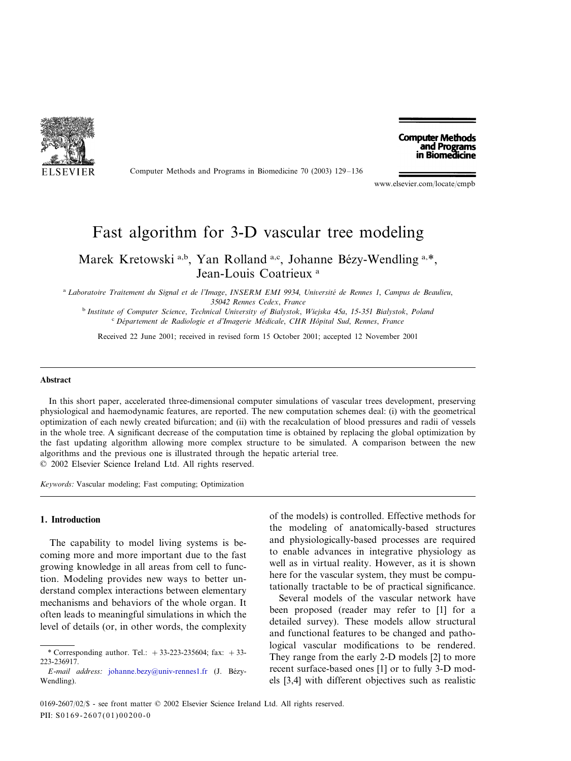// Need to decide on journal header: first page metadata. It's journal metadata; omit? It appears only on first page... Rule says omit journal metadata repeated on each page. First page header is metadata; I'll omit it but keep title, authors, etc. Footer copyright/PII — omit as well.

# Fast algorithm for 3-D vascular tree modeling

Marek Kretowski [a,b], Yan Rolland [a,c], Johanne Bézy-Wendling [a,*], Jean-Louis Coatrieux [a]

[a] *Laboratoire Traitement du Signal et de l'Image, INSERM EMI 9934, Université de Rennes 1, Campus de Beaulieu, 35042 Rennes Cedex, France*

[b] *Institute of Computer Science, Technical University of Bialystok, Wiejska 45a, 15-351 Bialystok, Poland*

[c] *Département de Radiologie et d'Imagerie Médicale, CHR Hôpital Sud, Rennes, France*

Received 22 June 2001; received in revised form 15 October 2001; accepted 12 November 2001

## Abstract

In this short paper, accelerated three-dimensional computer simulations of vascular trees development, preserving physiological and haemodynamic features, are reported. The new computation schemes deal: (i) with the geometrical optimization of each newly created bifurcation; and (ii) with the recalculation of blood pressures and radii of vessels in the whole tree. A significant decrease of the computation time is obtained by replacing the global optimization by the fast updating algorithm allowing more complex structure to be simulated. A comparison between the new algorithms and the previous one is illustrated through the hepatic arterial tree.

© 2002 Elsevier Science Ireland Ltd. All rights reserved.

*Keywords:* Vascular modeling; Fast computing; Optimization

## 1. Introduction

The capability to model living systems is becoming more and more important due to the fast growing knowledge in all areas from cell to function. Modeling provides new ways to better understand complex interactions between elementary mechanisms and behaviors of the whole organ. It often leads to meaningful simulations in which the level of details (or, in other words, the complexity of the models) is controlled. Effective methods for the modeling of anatomically-based structures and physiologically-based processes are required to enable advances in integrative physiology as well as in virtual reality. However, as it is shown here for the vascular system, they must be computationally tractable to be of practical significance.

Several models of the vascular network have been proposed (reader may refer to [1] for a detailed survey). These models allow structural and functional features to be changed and pathological vascular modifications to be rendered. They range from the early 2-D models [2] to more recent surface-based ones [1] or to fully 3-D models [3,4] with different objectives such as realistic

\* Corresponding author. Tel.: +33-223-235604; fax: +33-223-236917.

*E-mail address:* johanne.bezy@univ-rennes1.fr (J. Bézy-Wendling).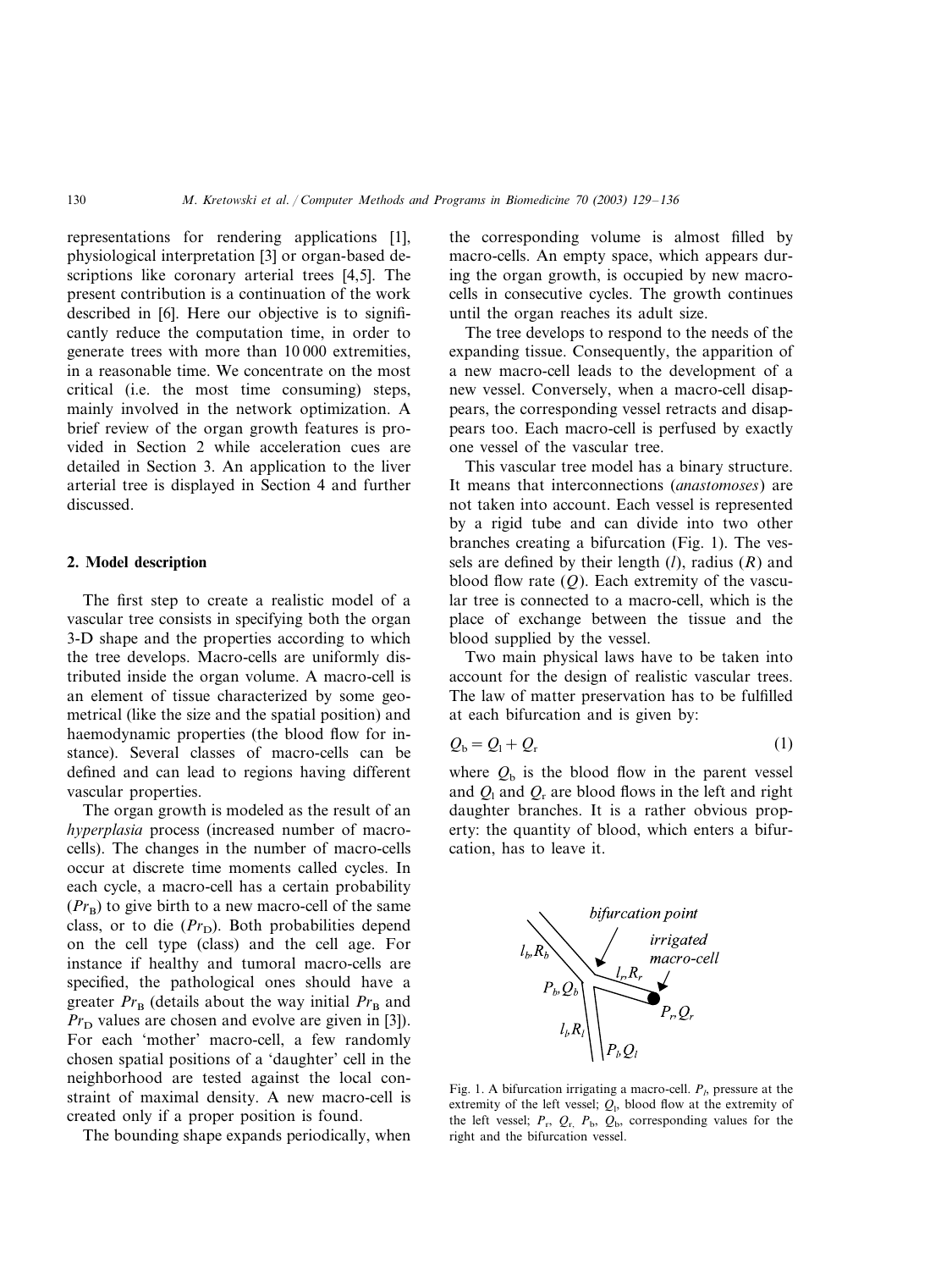representations for rendering applications [1], physiological interpretation [3] or organ-based descriptions like coronary arterial trees [4,5]. The present contribution is a continuation of the work described in [6]. Here our objective is to significantly reduce the computation time, in order to generate trees with more than 10 000 extremities, in a reasonable time. We concentrate on the most critical (i.e. the most time consuming) steps, mainly involved in the network optimization. A brief review of the organ growth features is provided in Section 2 while acceleration cues are detailed in Section 3. An application to the liver arterial tree is displayed in Section 4 and further discussed.

## 2. Model description

The first step to create a realistic model of a vascular tree consists in specifying both the organ 3-D shape and the properties according to which the tree develops. Macro-cells are uniformly distributed inside the organ volume. A macro-cell is an element of tissue characterized by some geometrical (like the size and the spatial position) and haemodynamic properties (the blood flow for instance). Several classes of macro-cells can be defined and can lead to regions having different vascular properties.

The organ growth is modeled as the result of an *hyperplasia* process (increased number of macro-cells). The changes in the number of macro-cells occur at discrete time moments called cycles. In each cycle, a macro-cell has a certain probability ($Pr_B$) to give birth to a new macro-cell of the same class, or to die ($Pr_D$). Both probabilities depend on the cell type (class) and the cell age. For instance if healthy and tumoral macro-cells are specified, the pathological ones should have a greater $Pr_B$ (details about the way initial $Pr_B$ and $Pr_D$ values are chosen and evolve are given in [3]). For each 'mother' macro-cell, a few randomly chosen spatial positions of a 'daughter' cell in the neighborhood are tested against the local constraint of maximal density. A new macro-cell is created only if a proper position is found.

The bounding shape expands periodically, when the corresponding volume is almost filled by macro-cells. An empty space, which appears during the organ growth, is occupied by new macro-cells in consecutive cycles. The growth continues until the organ reaches its adult size.

The tree develops to respond to the needs of the expanding tissue. Consequently, the apparition of a new macro-cell leads to the development of a new vessel. Conversely, when a macro-cell disappears, the corresponding vessel retracts and disappears too. Each macro-cell is perfused by exactly one vessel of the vascular tree.

This vascular tree model has a binary structure. It means that interconnections (*anastomoses*) are not taken into account. Each vessel is represented by a rigid tube and can divide into two other branches creating a bifurcation (Fig. 1). The vessels are defined by their length ($l$), radius ($R$) and blood flow rate ($Q$). Each extremity of the vascular tree is connected to a macro-cell, which is the place of exchange between the tissue and the blood supplied by the vessel.

Two main physical laws have to be taken into account for the design of realistic vascular trees. The law of matter preservation has to be fulfilled at each bifurcation and is given by:

$$Q_b = Q_l + Q_r \tag{1}$$

where $Q_b$ is the blood flow in the parent vessel and $Q_l$ and $Q_r$ are blood flows in the left and right daughter branches. It is a rather obvious property: the quantity of blood, which enters a bifurcation, has to leave it.

Fig. 1. A bifurcation irrigating a macro-cell. $P_l$, pressure at the extremity of the left vessel; $Q_l$, blood flow at the extremity of the left vessel; $P_r$, $Q_r$, $P_b$, $Q_b$, corresponding values for the right and the bifurcation vessel.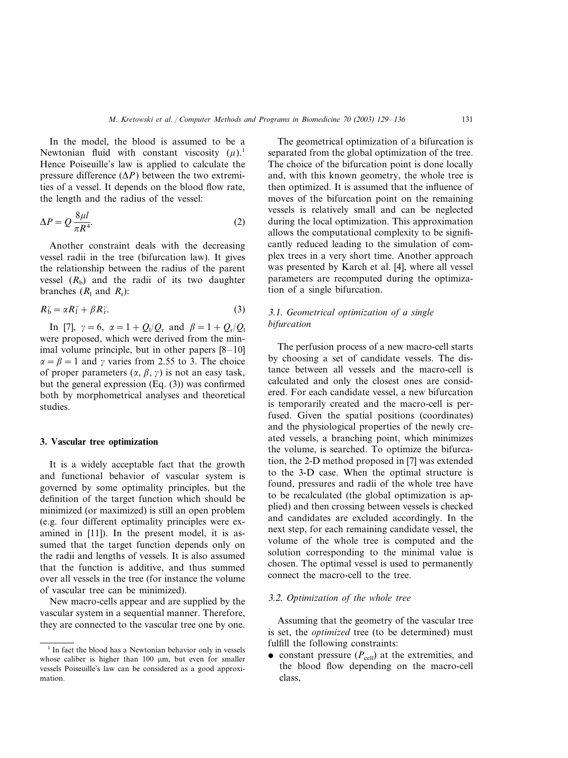In the model, the blood is assumed to be a Newtonian fluid with constant viscosity ($\mu$).[1] Hence Poiseuille's law is applied to calculate the pressure difference ($\Delta P$) between the two extremities of a vessel. It depends on the blood flow rate, the length and the radius of the vessel:

$$\Delta P = Q\frac{8\mu l}{\pi R^4}. \tag{2}$$

Another constraint deals with the decreasing vessel radii in the tree (bifurcation law). It gives the relationship between the radius of the parent vessel ($R_b$) and the radii of its two daughter branches ($R_l$ and $R_r$):

$$R_b^\gamma = \alpha R_l^\gamma + \beta R_r^\gamma. \tag{3}$$

In [7], $\gamma = 6$, $\alpha = 1 + Q_l/Q_r$ and $\beta = 1 + Q_r/Q_l$ were proposed, which were derived from the minimal volume principle, but in other papers [8–10] $\alpha = \beta = 1$ and $\gamma$ varies from 2.55 to 3. The choice of proper parameters ($\alpha$, $\beta$, $\gamma$) is not an easy task, but the general expression (Eq. (3)) was confirmed both by morphometrical analyses and theoretical studies.

## 3. Vascular tree optimization

It is a widely acceptable fact that the growth and functional behavior of vascular system is governed by some optimality principles, but the definition of the target function which should be minimized (or maximized) is still an open problem (e.g. four different optimality principles were examined in [11]). In the present model, it is assumed that the target function depends only on the radii and lengths of vessels. It is also assumed that the function is additive, and thus summed over all vessels in the tree (for instance the volume of vascular tree can be minimized).

New macro-cells appear and are supplied by the vascular system in a sequential manner. Therefore, they are connected to the vascular tree one by one. The geometrical optimization of a bifurcation is separated from the global optimization of the tree. The choice of the bifurcation point is done locally and, with this known geometry, the whole tree is then optimized. It is assumed that the influence of moves of the bifurcation point on the remaining vessels is relatively small and can be neglected during the local optimization. This approximation allows the computational complexity to be significantly reduced leading to the simulation of complex trees in a very short time. Another approach was presented by Karch et al. [4], where all vessel parameters are recomputed during the optimization of a single bifurcation.

### 3.1. Geometrical optimization of a single bifurcation

The perfusion process of a new macro-cell starts by choosing a set of candidate vessels. The distance between all vessels and the macro-cell is calculated and only the closest ones are considered. For each candidate vessel, a new bifurcation is temporarily created and the macro-cell is perfused. Given the spatial positions (coordinates) and the physiological properties of the newly created vessels, a branching point, which minimizes the volume, is searched. To optimize the bifurcation, the 2-D method proposed in [7] was extended to the 3-D case. When the optimal structure is found, pressures and radii of the whole tree have to be recalculated (the global optimization is applied) and then crossing between vessels is checked and candidates are excluded accordingly. In the next step, for each remaining candidate vessel, the volume of the whole tree is computed and the solution corresponding to the minimal value is chosen. The optimal vessel is used to permanently connect the macro-cell to the tree.

### 3.2. Optimization of the whole tree

Assuming that the geometry of the vascular tree is set, the *optimized* tree (to be determined) must fulfill the following constraints:

- constant pressure ($P_{cell}$) at the extremities, and the blood flow depending on the macro-cell class,

[1] In fact the blood has a Newtonian behavior only in vessels whose caliber is higher than 100 μm, but even for smaller vessels Poiseuille's law can be considered as a good approximation.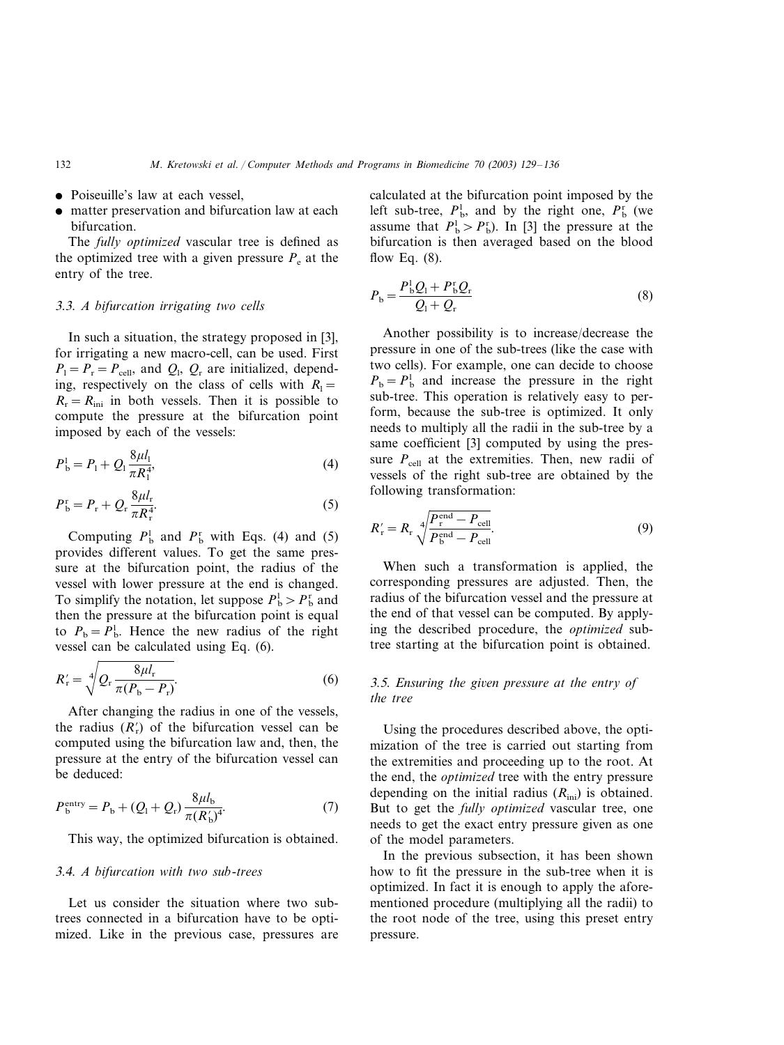- Poiseuille's law at each vessel,
- matter preservation and bifurcation law at each bifurcation.

The *fully optimized* vascular tree is defined as the optimized tree with a given pressure $P_e$ at the entry of the tree.

### 3.3. A bifurcation irrigating two cells

In such a situation, the strategy proposed in [3], for irrigating a new macro-cell, can be used. First $P_l = P_r = P_{cell}$, and $Q_l$, $Q_r$ are initialized, depending, respectively on the class of cells with $R_l = R_r = R_{ini}$ in both vessels. Then it is possible to compute the pressure at the bifurcation point imposed by each of the vessels:

$$P_b^l = P_l + Q_l \frac{8\mu l_l}{\pi R_l^4}, \tag{4}$$

$$P_b^r = P_r + Q_r \frac{8\mu l_r}{\pi R_r^4}. \tag{5}$$

Computing $P_b^l$ and $P_b^r$ with Eqs. (4) and (5) provides different values. To get the same pressure at the bifurcation point, the radius of the vessel with lower pressure at the end is changed. To simplify the notation, let suppose $P_b^l > P_b^r$ and then the pressure at the bifurcation point is equal to $P_b = P_b^l$. Hence the new radius of the right vessel can be calculated using Eq. (6).

$$R_r' = \sqrt[4]{Q_r \frac{8\mu l_r}{\pi (P_b - P_r)}}. \tag{6}$$

After changing the radius in one of the vessels, the radius ($R_r'$) of the bifurcation vessel can be computed using the bifurcation law and, then, the pressure at the entry of the bifurcation vessel can be deduced:

$$P_b^{entry} = P_b + (Q_l + Q_r) \frac{8\mu l_b}{\pi (R_b')^4}. \tag{7}$$

This way, the optimized bifurcation is obtained.

### 3.4. A bifurcation with two sub-trees

Let us consider the situation where two sub-trees connected in a bifurcation have to be optimized. Like in the previous case, pressures are calculated at the bifurcation point imposed by the left sub-tree, $P_b^l$, and by the right one, $P_b^r$ (we assume that $P_b^l > P_b^r$). In [3] the pressure at the bifurcation is then averaged based on the blood flow Eq. (8).

$$P_b = \frac{P_b^l Q_l + P_b^r Q_r}{Q_l + Q_r} \tag{8}$$

Another possibility is to increase/decrease the pressure in one of the sub-trees (like the case with two cells). For example, one can decide to choose $P_b = P_b^l$ and increase the pressure in the right sub-tree. This operation is relatively easy to perform, because the sub-tree is optimized. It only needs to multiply all the radii in the sub-tree by a same coefficient [3] computed by using the pressure $P_{cell}$ at the extremities. Then, new radii of vessels of the right sub-tree are obtained by the following transformation:

$$R_r' = R_r \sqrt[4]{\frac{P_r^{end} - P_{cell}}{P_b^{end} - P_{cell}}}. \tag{9}$$

When such a transformation is applied, the corresponding pressures are adjusted. Then, the radius of the bifurcation vessel and the pressure at the end of that vessel can be computed. By applying the described procedure, the *optimized* sub-tree starting at the bifurcation point is obtained.

### 3.5. Ensuring the given pressure at the entry of the tree

Using the procedures described above, the optimization of the tree is carried out starting from the extremities and proceeding up to the root. At the end, the *optimized* tree with the entry pressure depending on the initial radius ($R_{ini}$) is obtained. But to get the *fully optimized* vascular tree, one needs to get the exact entry pressure given as one of the model parameters.

In the previous subsection, it has been shown how to fit the pressure in the sub-tree when it is optimized. In fact it is enough to apply the aforementioned procedure (multiplying all the radii) to the root node of the tree, using this preset entry pressure.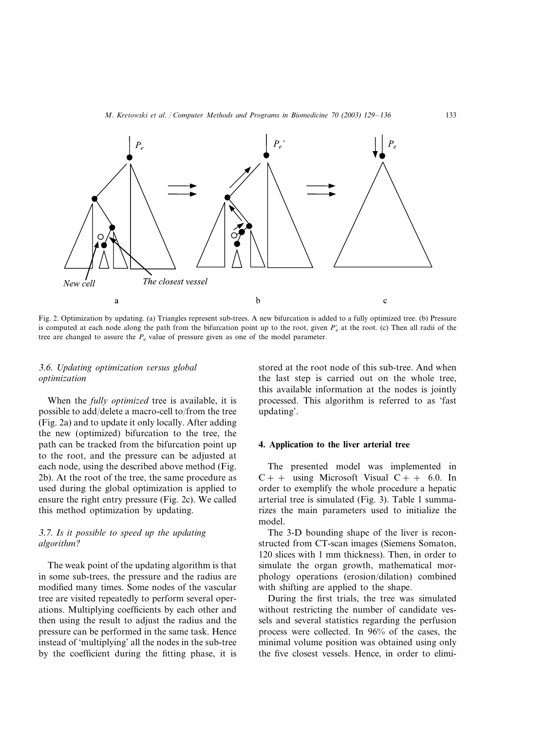Fig. 2. Optimization by updating. (a) Triangles represent sub-trees. A new bifurcation is added to a fully optimized tree. (b) Pressure is computed at each node along the path from the bifurcation point up to the root, given $P'_e$ at the root. (c) Then all radii of the tree are changed to assure the $P_e$ value of pressure given as one of the model parameter.

### 3.6. Updating optimization versus global optimization

When the *fully optimized* tree is available, it is possible to add/delete a macro-cell to/from the tree (Fig. 2a) and to update it only locally. After adding the new (optimized) bifurcation to the tree, the path can be tracked from the bifurcation point up to the root, and the pressure can be adjusted at each node, using the described above method (Fig. 2b). At the root of the tree, the same procedure as used during the global optimization is applied to ensure the right entry pressure (Fig. 2c). We called this method optimization by updating.

### 3.7. Is it possible to speed up the updating algorithm?

The weak point of the updating algorithm is that in some sub-trees, the pressure and the radius are modified many times. Some nodes of the vascular tree are visited repeatedly to perform several operations. Multiplying coefficients by each other and then using the result to adjust the radius and the pressure can be performed in the same task. Hence instead of 'multiplying' all the nodes in the sub-tree by the coefficient during the fitting phase, it is stored at the root node of this sub-tree. And when the last step is carried out on the whole tree, this available information at the nodes is jointly processed. This algorithm is referred to as 'fast updating'.

## 4. Application to the liver arterial tree

The presented model was implemented in C++ using Microsoft Visual C++ 6.0. In order to exemplify the whole procedure a hepatic arterial tree is simulated (Fig. 3). Table 1 summarizes the main parameters used to initialize the model.

The 3-D bounding shape of the liver is reconstructed from CT-scan images (Siemens Somaton, 120 slices with 1 mm thickness). Then, in order to simulate the organ growth, mathematical morphology operations (erosion/dilation) combined with shifting are applied to the shape.

During the first trials, the tree was simulated without restricting the number of candidate vessels and several statistics regarding the perfusion process were collected. In 96% of the cases, the minimal volume position was obtained using only the five closest vessels. Hence, in order to elimi-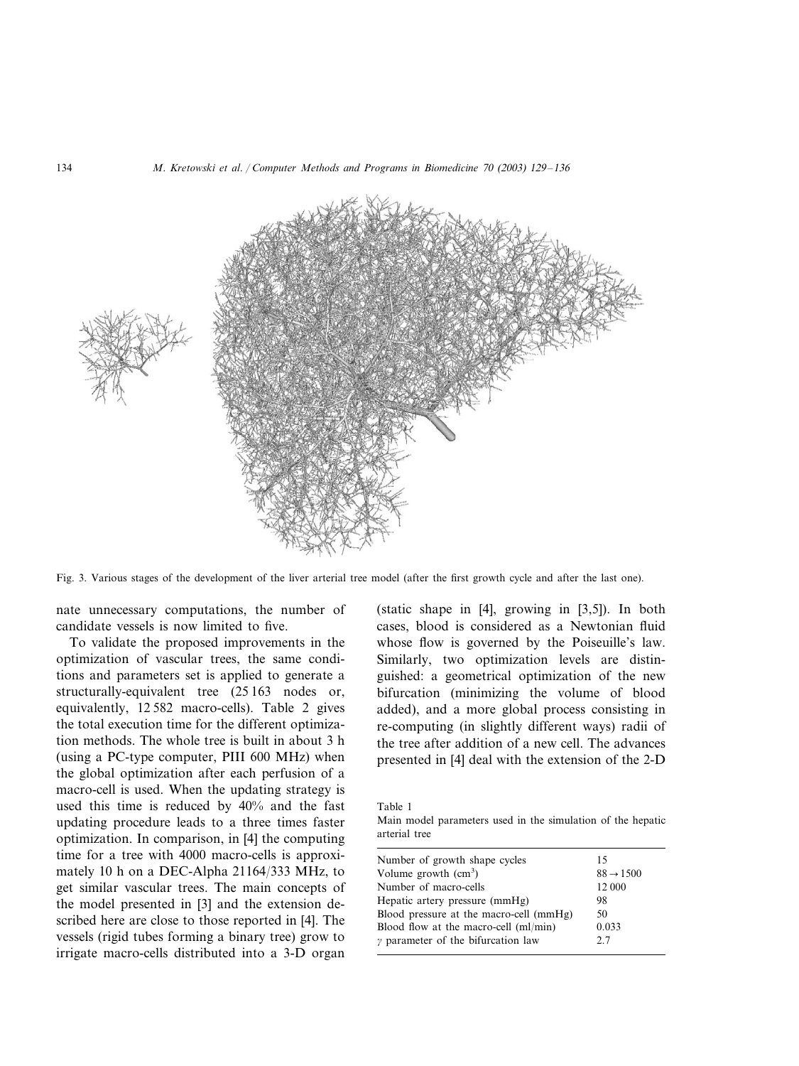Fig. 3. Various stages of the development of the liver arterial tree model (after the first growth cycle and after the last one).

nate unnecessary computations, the number of candidate vessels is now limited to five.

To validate the proposed improvements in the optimization of vascular trees, the same conditions and parameters set is applied to generate a structurally-equivalent tree (25 163 nodes or, equivalently, 12 582 macro-cells). Table 2 gives the total execution time for the different optimization methods. The whole tree is built in about 3 h (using a PC-type computer, PIII 600 MHz) when the global optimization after each perfusion of a macro-cell is used. When the updating strategy is used this time is reduced by 40% and the fast updating procedure leads to a three times faster optimization. In comparison, in [4] the computing time for a tree with 4000 macro-cells is approximately 10 h on a DEC-Alpha 21164/333 MHz, to get similar vascular trees. The main concepts of the model presented in [3] and the extension described here are close to those reported in [4]. The vessels (rigid tubes forming a binary tree) grow to irrigate macro-cells distributed into a 3-D organ (static shape in [4], growing in [3,5]). In both cases, blood is considered as a Newtonian fluid whose flow is governed by the Poiseuille's law. Similarly, two optimization levels are distinguished: a geometrical optimization of the new bifurcation (minimizing the volume of blood added), and a more global process consisting in re-computing (in slightly different ways) radii of the tree after addition of a new cell. The advances presented in [4] deal with the extension of the 2-D

Table 1
Main model parameters used in the simulation of the hepatic arterial tree

| | |
|---|---|
| Number of growth shape cycles | 15 |
| Volume growth ($cm^3$) | $88 \rightarrow 1500$ |
| Number of macro-cells | 12 000 |
| Hepatic artery pressure (mmHg) | 98 |
| Blood pressure at the macro-cell (mmHg) | 50 |
| Blood flow at the macro-cell (ml/min) | 0.033 |
| $\gamma$ parameter of the bifurcation law | 2.7 |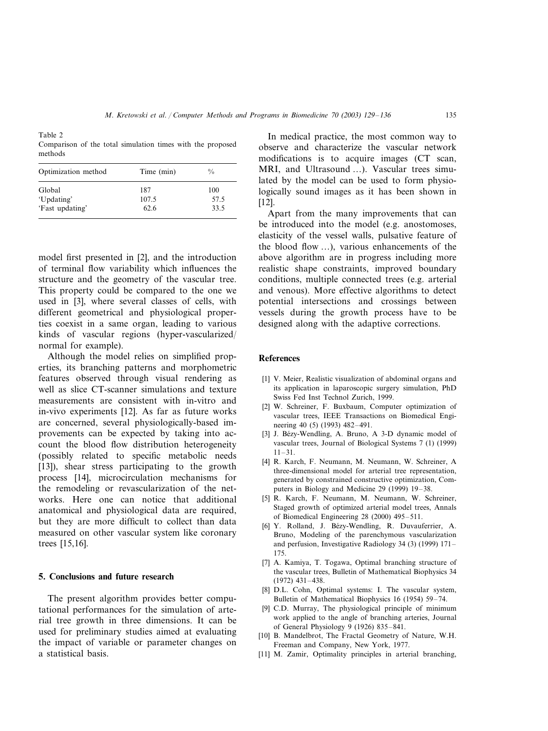Table 2
Comparison of the total simulation times with the proposed methods

| Optimization method | Time (min) | % |
|---|---|---|
| Global | 187 | 100 |
| 'Updating' | 107.5 | 57.5 |
| 'Fast updating' | 62.6 | 33.5 |

model first presented in [2], and the introduction of terminal flow variability which influences the structure and the geometry of the vascular tree. This property could be compared to the one we used in [3], where several classes of cells, with different geometrical and physiological properties coexist in a same organ, leading to various kinds of vascular regions (hyper-vascularized/normal for example).

Although the model relies on simplified properties, its branching patterns and morphometric features observed through visual rendering as well as slice CT-scanner simulations and texture measurements are consistent with in-vitro and in-vivo experiments [12]. As far as future works are concerned, several physiologically-based improvements can be expected by taking into account the blood flow distribution heterogeneity (possibly related to specific metabolic needs [13]), shear stress participating to the growth process [14], microcirculation mechanisms for the remodeling or revascularization of the networks. Here one can notice that additional anatomical and physiological data are required, but they are more difficult to collect than data measured on other vascular system like coronary trees [15,16].

## 5. Conclusions and future research

The present algorithm provides better computational performances for the simulation of arterial tree growth in three dimensions. It can be used for preliminary studies aimed at evaluating the impact of variable or parameter changes on a statistical basis.

In medical practice, the most common way to observe and characterize the vascular network modifications is to acquire images (CT scan, MRI, and Ultrasound ...). Vascular trees simulated by the model can be used to form physiologically sound images as it has been shown in [12].

Apart from the many improvements that can be introduced into the model (e.g. anostomoses, elasticity of the vessel walls, pulsative feature of the blood flow ...), various enhancements of the above algorithm are in progress including more realistic shape constraints, improved boundary conditions, multiple connected trees (e.g. arterial and venous). More effective algorithms to detect potential intersections and crossings between vessels during the growth process have to be designed along with the adaptive corrections.

## References

[1] V. Meier, Realistic visualization of abdominal organs and its application in laparoscopic surgery simulation, PhD Swiss Fed Inst Technol Zurich, 1999.

[2] W. Schreiner, F. Buxbaum, Computer optimization of vascular trees, IEEE Transactions on Biomedical Engineering 40 (5) (1993) 482–491.

[3] J. Bézy-Wendling, A. Bruno, A 3-D dynamic model of vascular trees, Journal of Biological Systems 7 (1) (1999) 11–31.

[4] R. Karch, F. Neumann, M. Neumann, W. Schreiner, A three-dimensional model for arterial tree representation, generated by constrained constructive optimization, Computers in Biology and Medicine 29 (1999) 19–38.

[5] R. Karch, F. Neumann, M. Neumann, W. Schreiner, Staged growth of optimized arterial model trees, Annals of Biomedical Engineering 28 (2000) 495–511.

[6] Y. Rolland, J. Bézy-Wendling, R. Duvauferrier, A. Bruno, Modeling of the parenchymous vascularization and perfusion, Investigative Radiology 34 (3) (1999) 171–175.

[7] A. Kamiya, T. Togawa, Optimal branching structure of the vascular trees, Bulletin of Mathematical Biophysics 34 (1972) 431–438.

[8] D.L. Cohn, Optimal systems: I. The vascular system, Bulletin of Mathematical Biophysics 16 (1954) 59–74.

[9] C.D. Murray, The physiological principle of minimum work applied to the angle of branching arteries, Journal of General Physiology 9 (1926) 835–841.

[10] B. Mandelbrot, The Fractal Geometry of Nature, W.H. Freeman and Company, New York, 1977.

[11] M. Zamir, Optimality principles in arterial branching,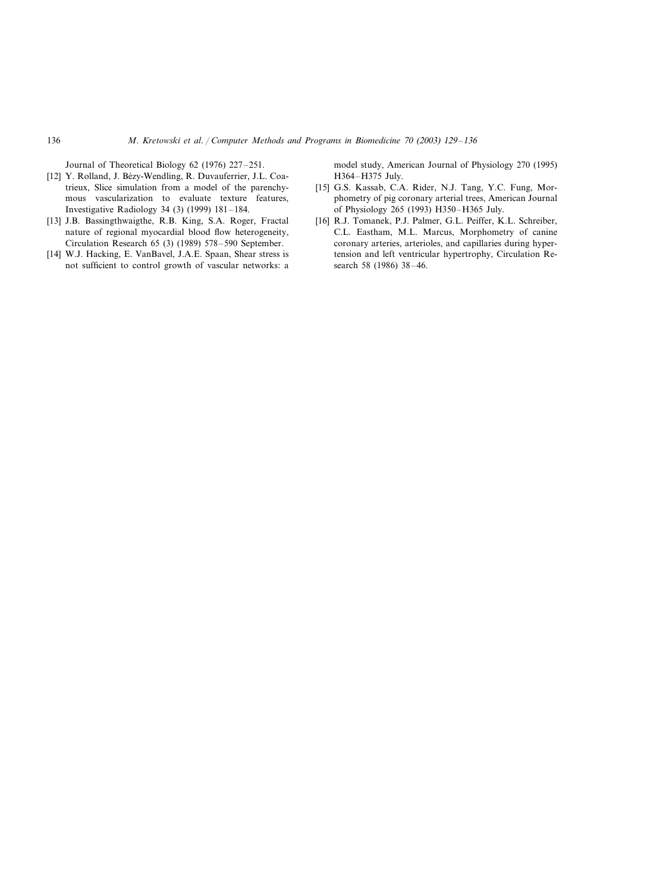Journal of Theoretical Biology 62 (1976) 227–251.

[12] Y. Rolland, J. Bézy-Wendling, R. Duvauferrier, J.L. Coatrieux, Slice simulation from a model of the parenchymous vascularization to evaluate texture features, Investigative Radiology 34 (3) (1999) 181–184.

[13] J.B. Bassingthwaigthe, R.B. King, S.A. Roger, Fractal nature of regional myocardial blood flow heterogeneity, Circulation Research 65 (3) (1989) 578–590 September.

[14] W.J. Hacking, E. VanBavel, J.A.E. Spaan, Shear stress is not sufficient to control growth of vascular networks: a model study, American Journal of Physiology 270 (1995) H364–H375 July.

[15] G.S. Kassab, C.A. Rider, N.J. Tang, Y.C. Fung, Morphometry of pig coronary arterial trees, American Journal of Physiology 265 (1993) H350–H365 July.

[16] R.J. Tomanek, P.J. Palmer, G.L. Peiffer, K.L. Schreiber, C.L. Eastham, M.L. Marcus, Morphometry of canine coronary arteries, arterioles, and capillaries during hypertension and left ventricular hypertrophy, Circulation Research 58 (1986) 38–46.